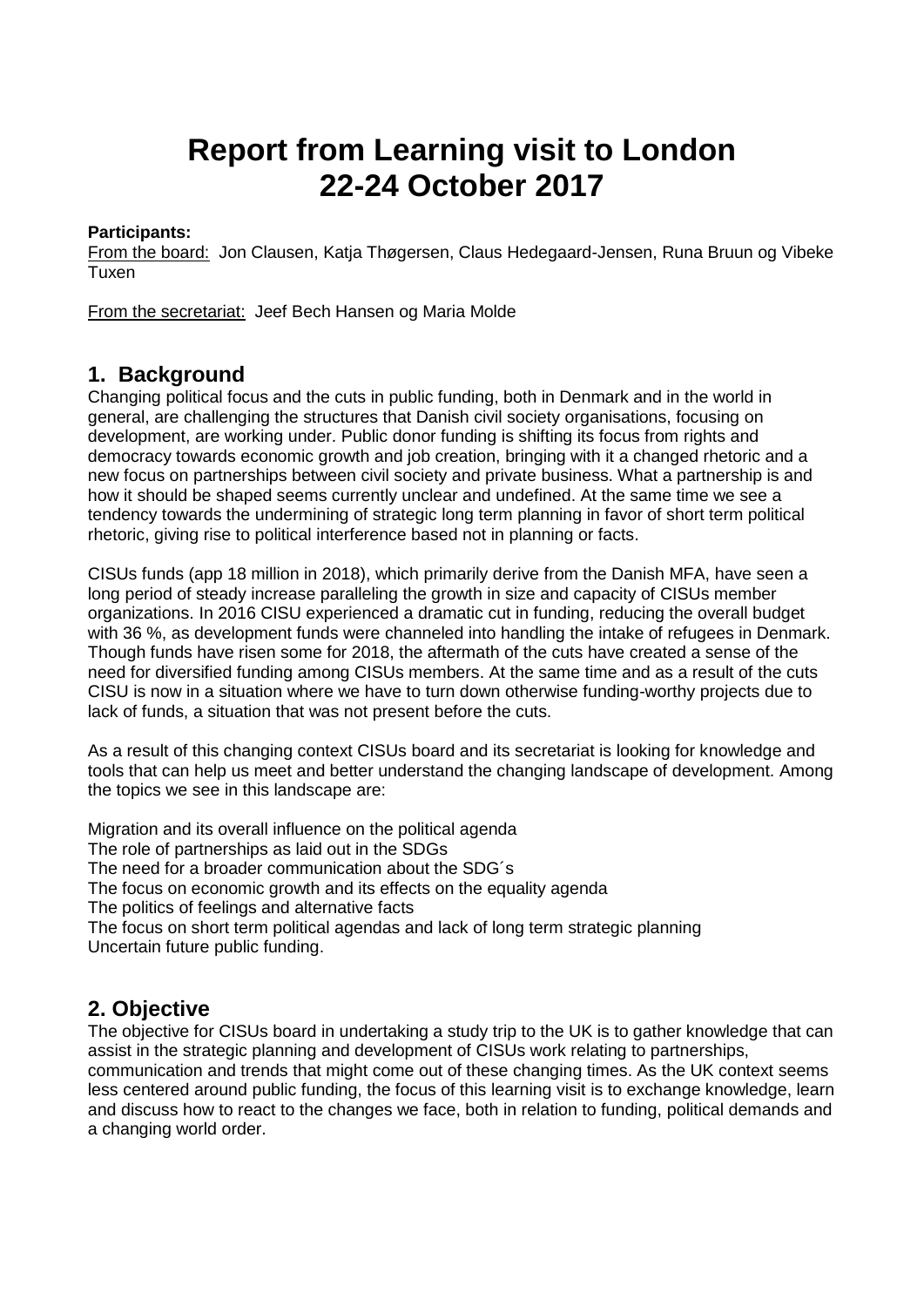# Report from Learning visit to London 22-24 October 2017

**Participants:**
From the board: Jon Clausen, Katja Thøgersen, Claus Hedegaard-Jensen, Runa Bruun og Vibeke Tuxen

From the secretariat: Jeef Bech Hansen og Maria Molde

## 1. Background

Changing political focus and the cuts in public funding, both in Denmark and in the world in general, are challenging the structures that Danish civil society organisations, focusing on development, are working under. Public donor funding is shifting its focus from rights and democracy towards economic growth and job creation, bringing with it a changed rhetoric and a new focus on partnerships between civil society and private business. What a partnership is and how it should be shaped seems currently unclear and undefined. At the same time we see a tendency towards the undermining of strategic long term planning in favor of short term political rhetoric, giving rise to political interference based not in planning or facts.

CISUs funds (app 18 million in 2018), which primarily derive from the Danish MFA, have seen a long period of steady increase paralleling the growth in size and capacity of CISUs member organizations. In 2016 CISU experienced a dramatic cut in funding, reducing the overall budget with 36 %, as development funds were channeled into handling the intake of refugees in Denmark. Though funds have risen some for 2018, the aftermath of the cuts have created a sense of the need for diversified funding among CISUs members. At the same time and as a result of the cuts CISU is now in a situation where we have to turn down otherwise funding-worthy projects due to lack of funds, a situation that was not present before the cuts.

As a result of this changing context CISUs board and its secretariat is looking for knowledge and tools that can help us meet and better understand the changing landscape of development. Among the topics we see in this landscape are:

Migration and its overall influence on the political agenda
The role of partnerships as laid out in the SDGs
The need for a broader communication about the SDG´s
The focus on economic growth and its effects on the equality agenda
The politics of feelings and alternative facts
The focus on short term political agendas and lack of long term strategic planning
Uncertain future public funding.

## 2. Objective

The objective for CISUs board in undertaking a study trip to the UK is to gather knowledge that can assist in the strategic planning and development of CISUs work relating to partnerships, communication and trends that might come out of these changing times. As the UK context seems less centered around public funding, the focus of this learning visit is to exchange knowledge, learn and discuss how to react to the changes we face, both in relation to funding, political demands and a changing world order.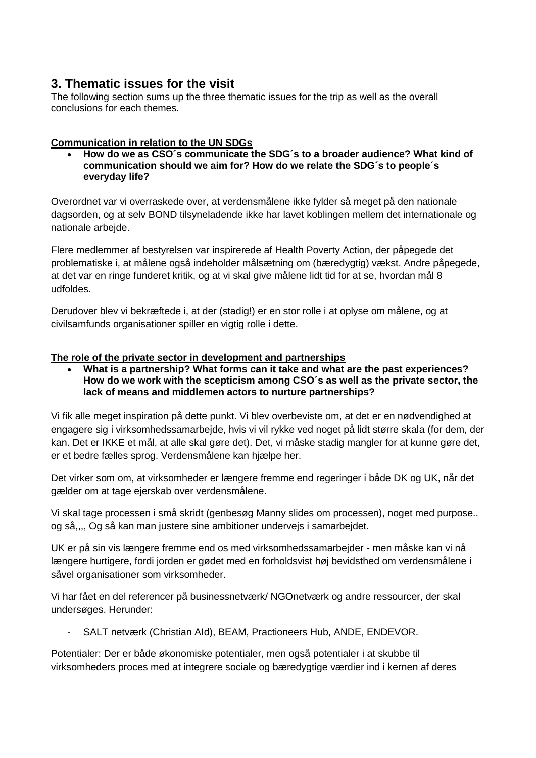## 3. Thematic issues for the visit

The following section sums up the three thematic issues for the trip as well as the overall conclusions for each themes.

**Communication in relation to the UN SDGs**

- **How do we as CSO´s communicate the SDG´s to a broader audience? What kind of communication should we aim for? How do we relate the SDG´s to people´s everyday life?**

Overordnet var vi overraskede over, at verdensmålene ikke fylder så meget på den nationale dagsorden, og at selv BOND tilsyneladende ikke har lavet koblingen mellem det internationale og nationale arbejde.

Flere medlemmer af bestyrelsen var inspirerede af Health Poverty Action, der påpegede det problematiske i, at målene også indeholder målsætning om (bæredygtig) vækst. Andre påpegede, at det var en ringe funderet kritik, og at vi skal give målene lidt tid for at se, hvordan mål 8 udfoldes.

Derudover blev vi bekræftede i, at der (stadig!) er en stor rolle i at oplyse om målene, og at civilsamfunds organisationer spiller en vigtig rolle i dette.

**The role of the private sector in development and partnerships**

- **What is a partnership? What forms can it take and what are the past experiences? How do we work with the scepticism among CSO´s as well as the private sector, the lack of means and middlemen actors to nurture partnerships?**

Vi fik alle meget inspiration på dette punkt. Vi blev overbeviste om, at det er en nødvendighed at engagere sig i virksomhedssamarbejde, hvis vi vil rykke ved noget på lidt større skala (for dem, der kan. Det er IKKE et mål, at alle skal gøre det). Det, vi måske stadig mangler for at kunne gøre det, er et bedre fælles sprog. Verdensmålene kan hjælpe her.

Det virker som om, at virksomheder er længere fremme end regeringer i både DK og UK, når det gælder om at tage ejerskab over verdensmålene.

Vi skal tage processen i små skridt (genbesøg Manny slides om processen), noget med purpose.. og så,,,, Og så kan man justere sine ambitioner undervejs i samarbejdet.

UK er på sin vis længere fremme end os med virksomhedssamarbejder - men måske kan vi nå længere hurtigere, fordi jorden er gødet med en forholdsvist høj bevidsthed om verdensmålene i såvel organisationer som virksomheder.

Vi har fået en del referencer på businessnetværk/ NGOnetværk og andre ressourcer, der skal undersøges. Herunder:

- SALT netværk (Christian AId), BEAM, Practioneers Hub, ANDE, ENDEVOR.

Potentialer: Der er både økonomiske potentialer, men også potentialer i at skubbe til virksomheders proces med at integrere sociale og bæredygtige værdier ind i kernen af deres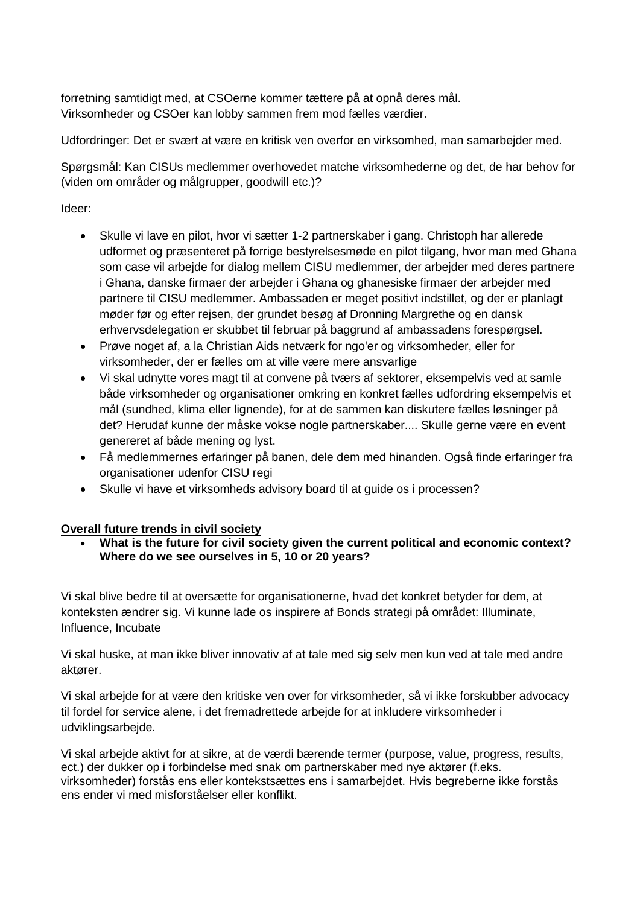forretning samtidigt med, at CSOerne kommer tættere på at opnå deres mål. Virksomheder og CSOer kan lobby sammen frem mod fælles værdier.

Udfordringer: Det er svært at være en kritisk ven overfor en virksomhed, man samarbejder med.

Spørgsmål: Kan CISUs medlemmer overhovedet matche virksomhederne og det, de har behov for (viden om områder og målgrupper, goodwill etc.)?

Ideer:

- Skulle vi lave en pilot, hvor vi sætter 1-2 partnerskaber i gang. Christoph har allerede udformet og præsenteret på forrige bestyrelsesmøde en pilot tilgang, hvor man med Ghana som case vil arbejde for dialog mellem CISU medlemmer, der arbejder med deres partnere i Ghana, danske firmaer der arbejder i Ghana og ghanesiske firmaer der arbejder med partnere til CISU medlemmer. Ambassaden er meget positivt indstillet, og der er planlagt møder før og efter rejsen, der grundet besøg af Dronning Margrethe og en dansk erhvervsdelegation er skubbet til februar på baggrund af ambassadens forespørgsel.
- Prøve noget af, a la Christian Aids netværk for ngo'er og virksomheder, eller for virksomheder, der er fælles om at ville være mere ansvarlige
- Vi skal udnytte vores magt til at convene på tværs af sektorer, eksempelvis ved at samle både virksomheder og organisationer omkring en konkret fælles udfordring eksempelvis et mål (sundhed, klima eller lignende), for at de sammen kan diskutere fælles løsninger på det? Herudaf kunne der måske vokse nogle partnerskaber.... Skulle gerne være en event genereret af både mening og lyst.
- Få medlemmernes erfaringer på banen, dele dem med hinanden. Også finde erfaringer fra organisationer udenfor CISU regi
- Skulle vi have et virksomheds advisory board til at guide os i processen?

<u>**Overall future trends in civil society**</u>

- **What is the future for civil society given the current political and economic context? Where do we see ourselves in 5, 10 or 20 years?**

Vi skal blive bedre til at oversætte for organisationerne, hvad det konkret betyder for dem, at konteksten ændrer sig. Vi kunne lade os inspirere af Bonds strategi på området: Illuminate, Influence, Incubate

Vi skal huske, at man ikke bliver innovativ af at tale med sig selv men kun ved at tale med andre aktører.

Vi skal arbejde for at være den kritiske ven over for virksomheder, så vi ikke forskubber advocacy til fordel for service alene, i det fremadrettede arbejde for at inkludere virksomheder i udviklingsarbejde.

Vi skal arbejde aktivt for at sikre, at de værdi bærende termer (purpose, value, progress, results, ect.) der dukker op i forbindelse med snak om partnerskaber med nye aktører (f.eks. virksomheder) forstås ens eller kontekstsættes ens i samarbejdet. Hvis begreberne ikke forstås ens ender vi med misforståelser eller konflikt.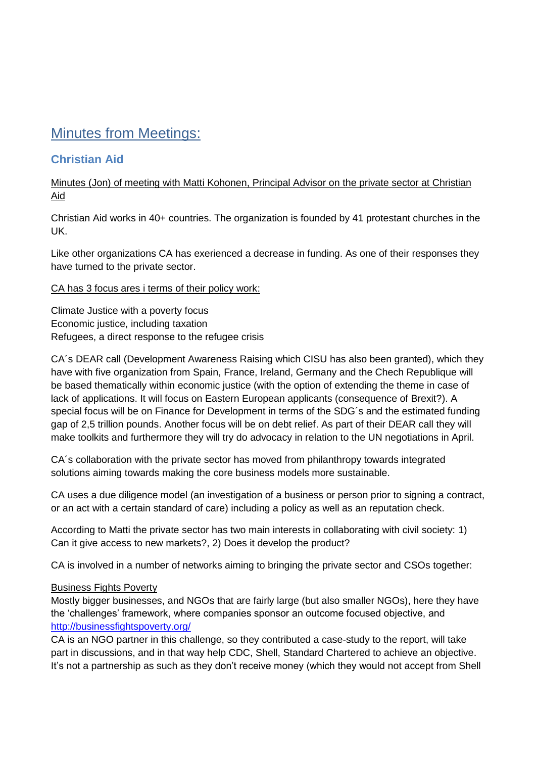# Minutes from Meetings:

## Christian Aid

Minutes (Jon) of meeting with Matti Kohonen, Principal Advisor on the private sector at Christian Aid

Christian Aid works in 40+ countries. The organization is founded by 41 protestant churches in the UK.

Like other organizations CA has exerienced a decrease in funding. As one of their responses they have turned to the private sector.

CA has 3 focus ares i terms of their policy work:

Climate Justice with a poverty focus
Economic justice, including taxation
Refugees, a direct response to the refugee crisis

CA´s DEAR call (Development Awareness Raising which CISU has also been granted), which they have with five organization from Spain, France, Ireland, Germany and the Chech Republique will be based thematically within economic justice (with the option of extending the theme in case of lack of applications. It will focus on Eastern European applicants (consequence of Brexit?). A special focus will be on Finance for Development in terms of the SDG´s and the estimated funding gap of 2,5 trillion pounds. Another focus will be on debt relief. As part of their DEAR call they will make toolkits and furthermore they will try do advocacy in relation to the UN negotiations in April.

CA´s collaboration with the private sector has moved from philanthropy towards integrated solutions aiming towards making the core business models more sustainable.

CA uses a due diligence model (an investigation of a business or person prior to signing a contract, or an act with a certain standard of care) including a policy as well as an reputation check.

According to Matti the private sector has two main interests in collaborating with civil society: 1) Can it give access to new markets?, 2) Does it develop the product?

CA is involved in a number of networks aiming to bringing the private sector and CSOs together:

Business Fights Poverty
Mostly bigger businesses, and NGOs that are fairly large (but also smaller NGOs), here they have the 'challenges' framework, where companies sponsor an outcome focused objective, and http://businessfightspoverty.org/
CA is an NGO partner in this challenge, so they contributed a case-study to the report, will take part in discussions, and in that way help CDC, Shell, Standard Chartered to achieve an objective. It's not a partnership as such as they don't receive money (which they would not accept from Shell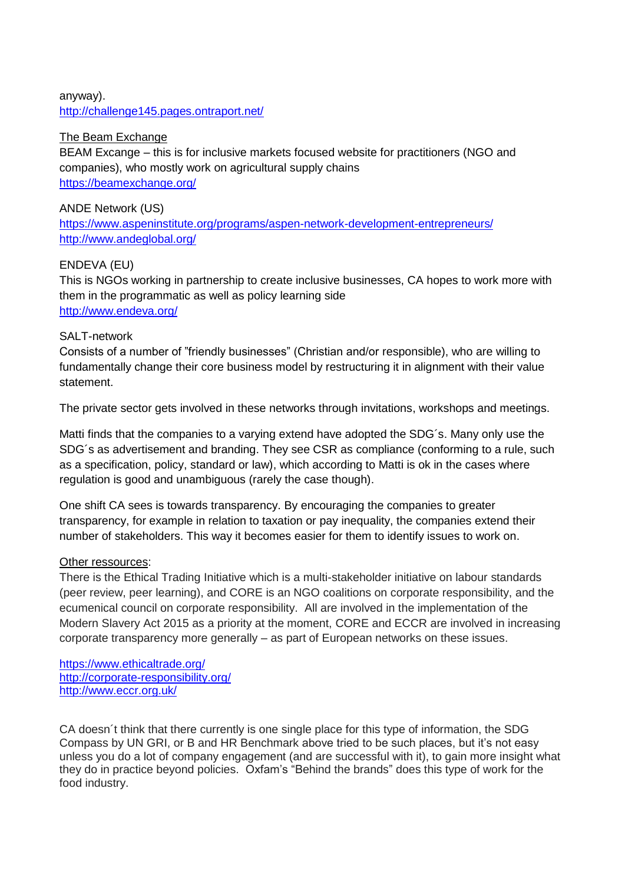anyway).
http://challenge145.pages.ontraport.net/

The Beam Exchange

BEAM Excange – this is for inclusive markets focused website for practitioners (NGO and companies), who mostly work on agricultural supply chains
https://beamexchange.org/

ANDE Network (US)
https://www.aspeninstitute.org/programs/aspen-network-development-entrepreneurs/
http://www.andeglobal.org/

ENDEVA (EU)
This is NGOs working in partnership to create inclusive businesses, CA hopes to work more with them in the programmatic as well as policy learning side
http://www.endeva.org/

SALT-network
Consists of a number of "friendly businesses" (Christian and/or responsible), who are willing to fundamentally change their core business model by restructuring it in alignment with their value statement.

The private sector gets involved in these networks through invitations, workshops and meetings.

Matti finds that the companies to a varying extend have adopted the SDG´s. Many only use the SDG´s as advertisement and branding. They see CSR as compliance (conforming to a rule, such as a specification, policy, standard or law), which according to Matti is ok in the cases where regulation is good and unambiguous (rarely the case though).

One shift CA sees is towards transparency. By encouraging the companies to greater transparency, for example in relation to taxation or pay inequality, the companies extend their number of stakeholders. This way it becomes easier for them to identify issues to work on.

Other ressources:
There is the Ethical Trading Initiative which is a multi-stakeholder initiative on labour standards (peer review, peer learning), and CORE is an NGO coalitions on corporate responsibility, and the ecumenical council on corporate responsibility. All are involved in the implementation of the Modern Slavery Act 2015 as a priority at the moment, CORE and ECCR are involved in increasing corporate transparency more generally – as part of European networks on these issues.

https://www.ethicaltrade.org/
http://corporate-responsibility.org/
http://www.eccr.org.uk/

CA doesn´t think that there currently is one single place for this type of information, the SDG Compass by UN GRI, or B and HR Benchmark above tried to be such places, but it's not easy unless you do a lot of company engagement (and are successful with it), to gain more insight what they do in practice beyond policies. Oxfam's "Behind the brands" does this type of work for the food industry.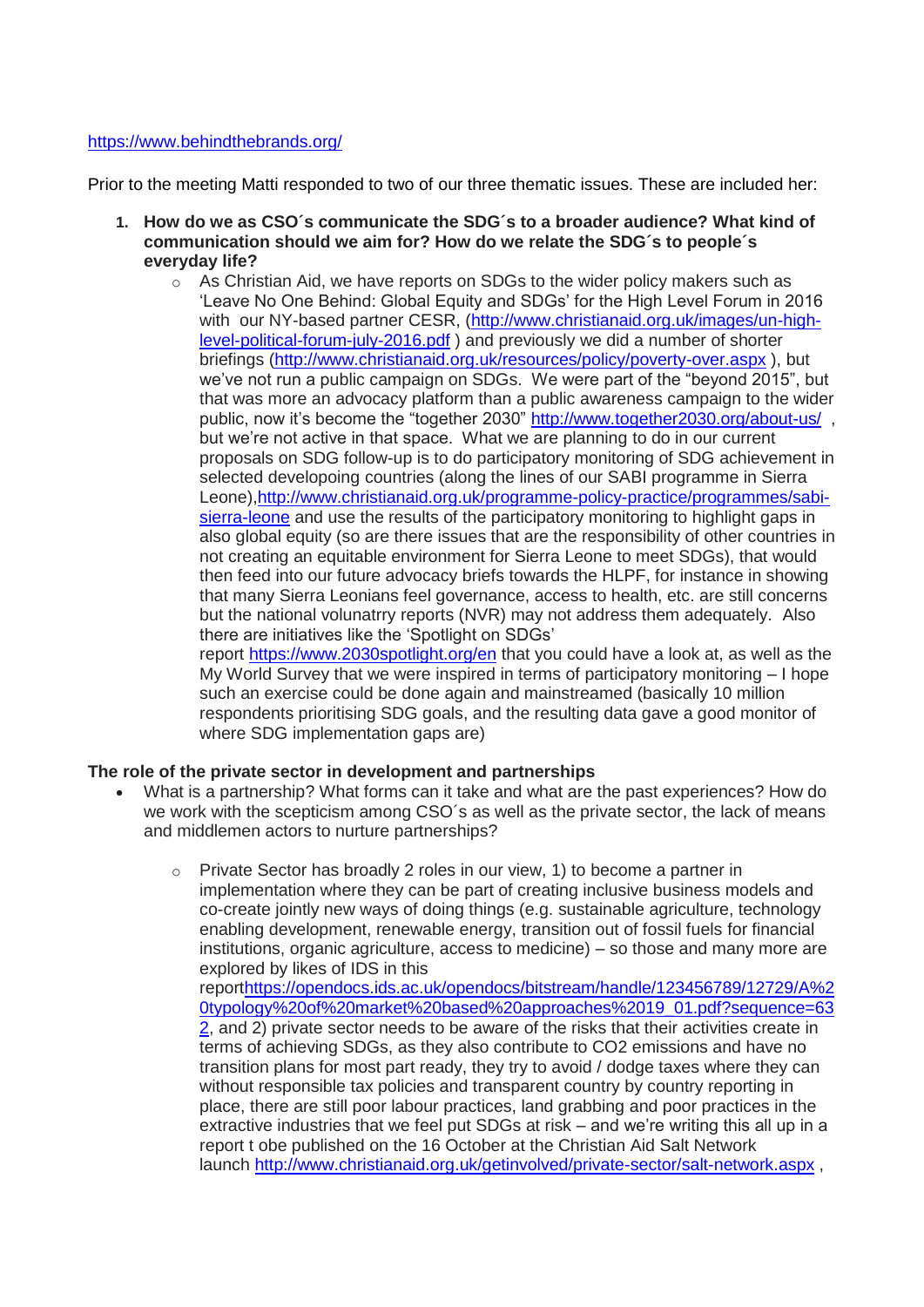https://www.behindthebrands.org/

Prior to the meeting Matti responded to two of our three thematic issues. These are included her:

1. **How do we as CSO´s communicate the SDG´s to a broader audience? What kind of communication should we aim for? How do we relate the SDG´s to people´s everyday life?**
   - As Christian Aid, we have reports on SDGs to the wider policy makers such as 'Leave No One Behind: Global Equity and SDGs' for the High Level Forum in 2016 with our NY-based partner CESR, (http://www.christianaid.org.uk/images/un-high-level-political-forum-july-2016.pdf ) and previously we did a number of shorter briefings (http://www.christianaid.org.uk/resources/policy/poverty-over.aspx ), but we've not run a public campaign on SDGs. We were part of the "beyond 2015", but that was more an advocacy platform than a public awareness campaign to the wider public, now it's become the "together 2030" http://www.together2030.org/about-us/ , but we're not active in that space. What we are planning to do in our current proposals on SDG follow-up is to do participatory monitoring of SDG achievement in selected developoing countries (along the lines of our SABI programme in Sierra Leone),http://www.christianaid.org.uk/programme-policy-practice/programmes/sabi-sierra-leone and use the results of the participatory monitoring to highlight gaps in also global equity (so are there issues that are the responsibility of other countries in not creating an equitable environment for Sierra Leone to meet SDGs), that would then feed into our future advocacy briefs towards the HLPF, for instance in showing that many Sierra Leonians feel governance, access to health, etc. are still concerns but the national volunatrry reports (NVR) may not address them adequately. Also there are initiatives like the 'Spotlight on SDGs' report https://www.2030spotlight.org/en that you could have a look at, as well as the My World Survey that we were inspired in terms of participatory monitoring – I hope such an exercise could be done again and mainstreamed (basically 10 million respondents prioritising SDG goals, and the resulting data gave a good monitor of where SDG implementation gaps are)

**The role of the private sector in development and partnerships**

- What is a partnership? What forms can it take and what are the past experiences? How do we work with the scepticism among CSO´s as well as the private sector, the lack of means and middlemen actors to nurture partnerships?
  - Private Sector has broadly 2 roles in our view, 1) to become a partner in implementation where they can be part of creating inclusive business models and co-create jointly new ways of doing things (e.g. sustainable agriculture, technology enabling development, renewable energy, transition out of fossil fuels for financial institutions, organic agriculture, access to medicine) – so those and many more are explored by likes of IDS in this reporthttps://opendocs.ids.ac.uk/opendocs/bitstream/handle/123456789/12729/A%20typology%20of%20market%20based%20approaches%2019_01.pdf?sequence=632, and 2) private sector needs to be aware of the risks that their activities create in terms of achieving SDGs, as they also contribute to $CO_2$ emissions and have no transition plans for most part ready, they try to avoid / dodge taxes where they can without responsible tax policies and transparent country by country reporting in place, there are still poor labour practices, land grabbing and poor practices in the extractive industries that we feel put SDGs at risk – and we're writing this all up in a report t obe published on the 16 October at the Christian Aid Salt Network launch http://www.christianaid.org.uk/getinvolved/private-sector/salt-network.aspx ,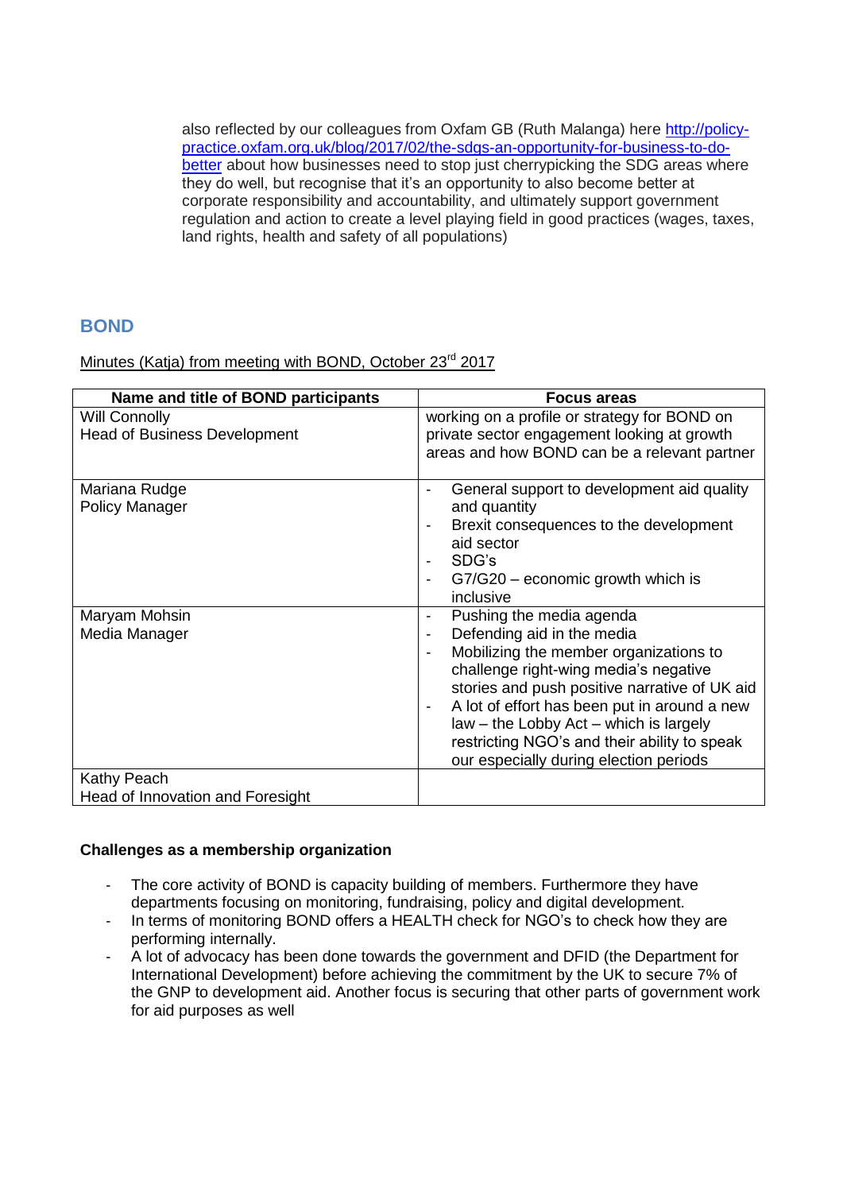also reflected by our colleagues from Oxfam GB (Ruth Malanga) here [http://policy-practice.oxfam.org.uk/blog/2017/02/the-sdgs-an-opportunity-for-business-to-do-better](http://policy-practice.oxfam.org.uk/blog/2017/02/the-sdgs-an-opportunity-for-business-to-do-better) about how businesses need to stop just cherrypicking the SDG areas where they do well, but recognise that it's an opportunity to also become better at corporate responsibility and accountability, and ultimately support government regulation and action to create a level playing field in good practices (wages, taxes, land rights, health and safety of all populations)

## BOND

<u>Minutes (Katja) from meeting with BOND, October 23rd 2017</u>

| Name and title of BOND participants | Focus areas |
|---|---|
| Will Connolly<br>Head of Business Development | working on a profile or strategy for BOND on private sector engagement looking at growth areas and how BOND can be a relevant partner |
| Mariana Rudge<br>Policy Manager | - General support to development aid quality and quantity<br>- Brexit consequences to the development aid sector<br>- SDG's<br>- G7/G20 – economic growth which is inclusive |
| Maryam Mohsin<br>Media Manager | - Pushing the media agenda<br>- Defending aid in the media<br>- Mobilizing the member organizations to challenge right-wing media's negative stories and push positive narrative of UK aid<br>- A lot of effort has been put in around a new law – the Lobby Act – which is largely restricting NGO's and their ability to speak our especially during election periods |
| Kathy Peach<br>Head of Innovation and Foresight | |

**Challenges as a membership organization**

- The core activity of BOND is capacity building of members. Furthermore they have departments focusing on monitoring, fundraising, policy and digital development.
- In terms of monitoring BOND offers a HEALTH check for NGO's to check how they are performing internally.
- A lot of advocacy has been done towards the government and DFID (the Department for International Development) before achieving the commitment by the UK to secure 7% of the GNP to development aid. Another focus is securing that other parts of government work for aid purposes as well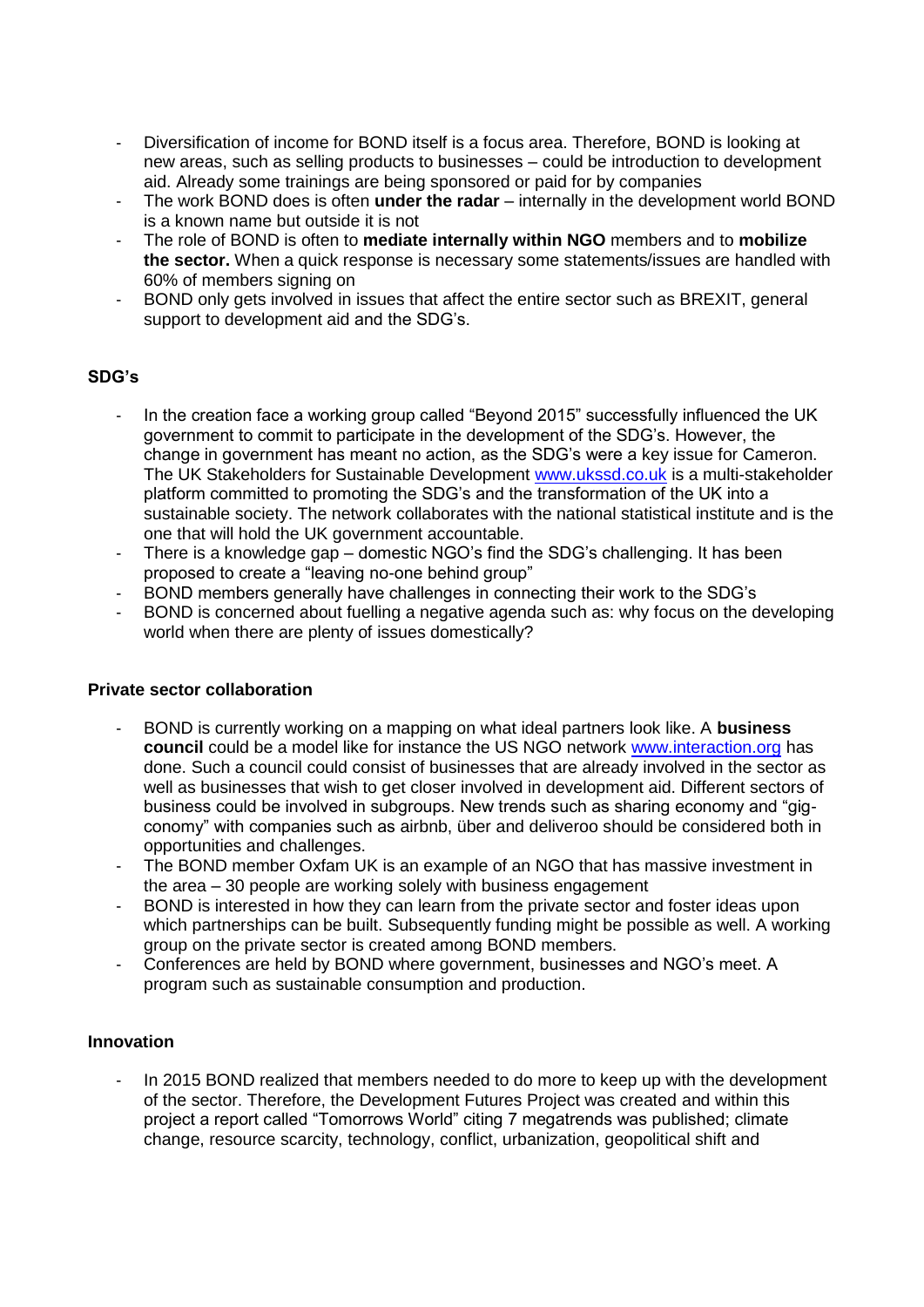- Diversification of income for BOND itself is a focus area. Therefore, BOND is looking at new areas, such as selling products to businesses – could be introduction to development aid. Already some trainings are being sponsored or paid for by companies
- The work BOND does is often **under the radar** – internally in the development world BOND is a known name but outside it is not
- The role of BOND is often to **mediate internally within NGO** members and to **mobilize the sector.** When a quick response is necessary some statements/issues are handled with 60% of members signing on
- BOND only gets involved in issues that affect the entire sector such as BREXIT, general support to development aid and the SDG's.

### SDG's

- In the creation face a working group called "Beyond 2015" successfully influenced the UK government to commit to participate in the development of the SDG's. However, the change in government has meant no action, as the SDG's were a key issue for Cameron. The UK Stakeholders for Sustainable Development [www.ukssd.co.uk](http://www.ukssd.co.uk) is a multi-stakeholder platform committed to promoting the SDG's and the transformation of the UK into a sustainable society. The network collaborates with the national statistical institute and is the one that will hold the UK government accountable.
- There is a knowledge gap – domestic NGO's find the SDG's challenging. It has been proposed to create a "leaving no-one behind group"
- BOND members generally have challenges in connecting their work to the SDG's
- BOND is concerned about fuelling a negative agenda such as: why focus on the developing world when there are plenty of issues domestically?

### Private sector collaboration

- BOND is currently working on a mapping on what ideal partners look like. A **business council** could be a model like for instance the US NGO network [www.interaction.org](http://www.interaction.org) has done. Such a council could consist of businesses that are already involved in the sector as well as businesses that wish to get closer involved in development aid. Different sectors of business could be involved in subgroups. New trends such as sharing economy and "gig-conomy" with companies such as airbnb, über and deliveroo should be considered both in opportunities and challenges.
- The BOND member Oxfam UK is an example of an NGO that has massive investment in the area – 30 people are working solely with business engagement
- BOND is interested in how they can learn from the private sector and foster ideas upon which partnerships can be built. Subsequently funding might be possible as well. A working group on the private sector is created among BOND members.
- Conferences are held by BOND where government, businesses and NGO's meet. A program such as sustainable consumption and production.

### Innovation

- In 2015 BOND realized that members needed to do more to keep up with the development of the sector. Therefore, the Development Futures Project was created and within this project a report called "Tomorrows World" citing 7 megatrends was published; climate change, resource scarcity, technology, conflict, urbanization, geopolitical shift and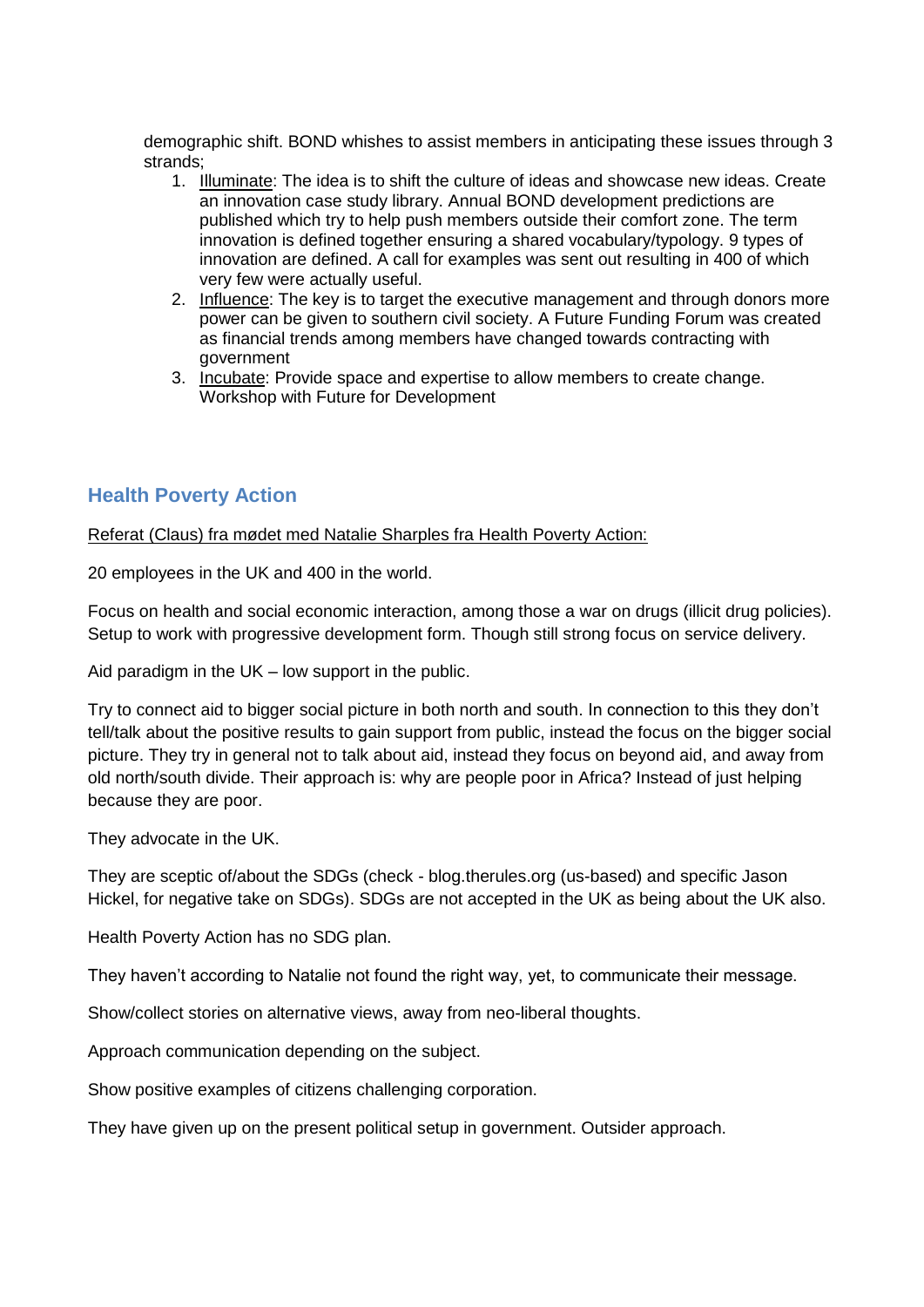demographic shift. BOND whishes to assist members in anticipating these issues through 3 strands;

1. Illuminate: The idea is to shift the culture of ideas and showcase new ideas. Create an innovation case study library. Annual BOND development predictions are published which try to help push members outside their comfort zone. The term innovation is defined together ensuring a shared vocabulary/typology. 9 types of innovation are defined. A call for examples was sent out resulting in 400 of which very few were actually useful.
2. Influence: The key is to target the executive management and through donors more power can be given to southern civil society. A Future Funding Forum was created as financial trends among members have changed towards contracting with government
3. Incubate: Provide space and expertise to allow members to create change. Workshop with Future for Development

## Health Poverty Action

Referat (Claus) fra mødet med Natalie Sharples fra Health Poverty Action:

20 employees in the UK and 400 in the world.

Focus on health and social economic interaction, among those a war on drugs (illicit drug policies). Setup to work with progressive development form. Though still strong focus on service delivery.

Aid paradigm in the UK – low support in the public.

Try to connect aid to bigger social picture in both north and south. In connection to this they don't tell/talk about the positive results to gain support from public, instead the focus on the bigger social picture. They try in general not to talk about aid, instead they focus on beyond aid, and away from old north/south divide. Their approach is: why are people poor in Africa? Instead of just helping because they are poor.

They advocate in the UK.

They are sceptic of/about the SDGs (check - blog.therules.org (us-based) and specific Jason Hickel, for negative take on SDGs). SDGs are not accepted in the UK as being about the UK also.

Health Poverty Action has no SDG plan.

They haven't according to Natalie not found the right way, yet, to communicate their message.

Show/collect stories on alternative views, away from neo-liberal thoughts.

Approach communication depending on the subject.

Show positive examples of citizens challenging corporation.

They have given up on the present political setup in government. Outsider approach.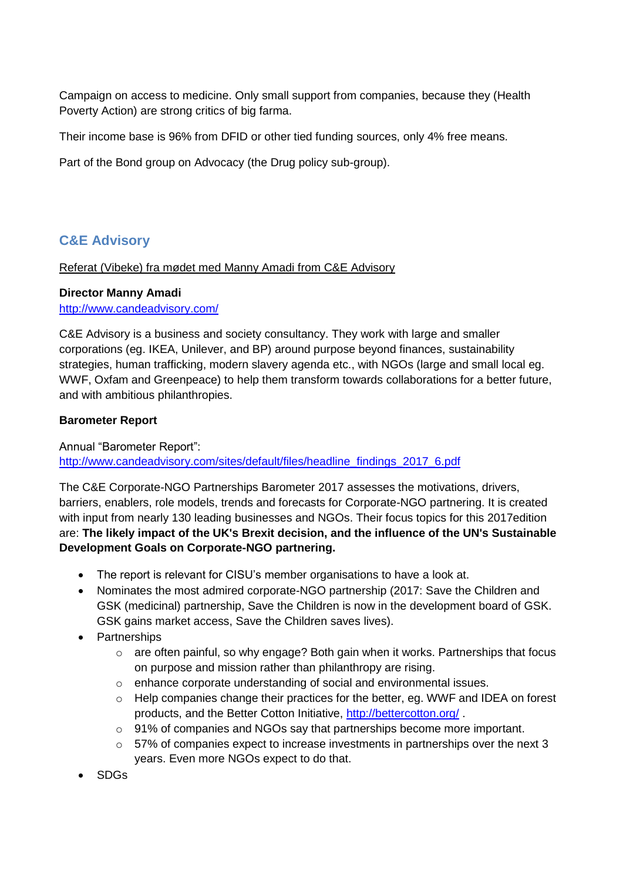Campaign on access to medicine. Only small support from companies, because they (Health Poverty Action) are strong critics of big farma.

Their income base is 96% from DFID or other tied funding sources, only 4% free means.

Part of the Bond group on Advocacy (the Drug policy sub-group).

## C&E Advisory

Referat (Vibeke) fra mødet med Manny Amadi from C&E Advisory

**Director Manny Amadi**
http://www.candeadvisory.com/

C&E Advisory is a business and society consultancy. They work with large and smaller corporations (eg. IKEA, Unilever, and BP) around purpose beyond finances, sustainability strategies, human trafficking, modern slavery agenda etc., with NGOs (large and small local eg. WWF, Oxfam and Greenpeace) to help them transform towards collaborations for a better future, and with ambitious philanthropies.

**Barometer Report**

Annual "Barometer Report":
http://www.candeadvisory.com/sites/default/files/headline_findings_2017_6.pdf

The C&E Corporate-NGO Partnerships Barometer 2017 assesses the motivations, drivers, barriers, enablers, role models, trends and forecasts for Corporate-NGO partnering. It is created with input from nearly 130 leading businesses and NGOs. Their focus topics for this 2017edition are: **The likely impact of the UK's Brexit decision, and the influence of the UN's Sustainable Development Goals on Corporate-NGO partnering.**

- The report is relevant for CISU's member organisations to have a look at.
- Nominates the most admired corporate-NGO partnership (2017: Save the Children and GSK (medicinal) partnership, Save the Children is now in the development board of GSK. GSK gains market access, Save the Children saves lives).
- Partnerships
    - are often painful, so why engage? Both gain when it works. Partnerships that focus on purpose and mission rather than philanthropy are rising.
    - enhance corporate understanding of social and environmental issues.
    - Help companies change their practices for the better, eg. WWF and IDEA on forest products, and the Better Cotton Initiative, http://bettercotton.org/ .
    - 91% of companies and NGOs say that partnerships become more important.
    - 57% of companies expect to increase investments in partnerships over the next 3 years. Even more NGOs expect to do that.
- SDGs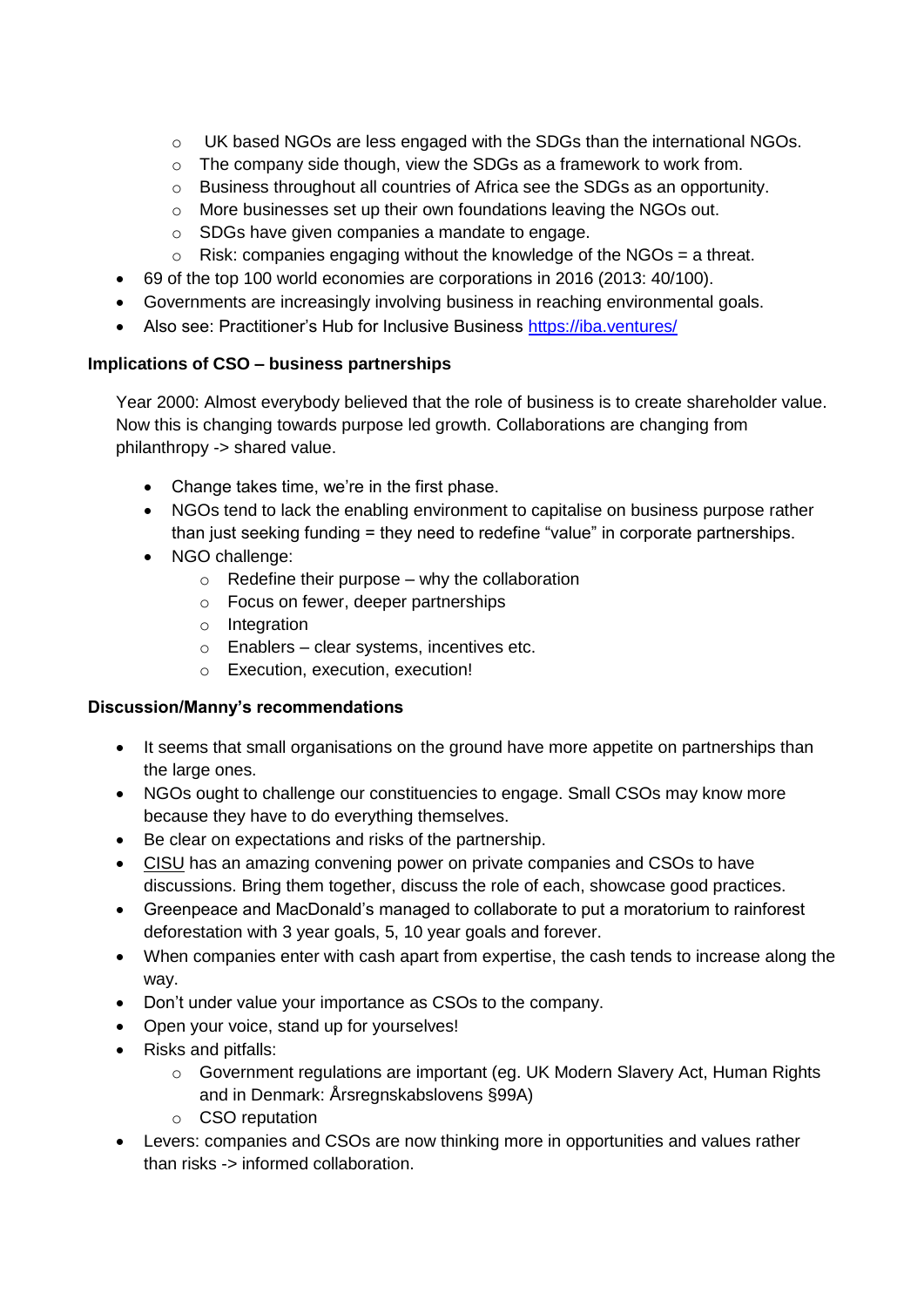- UK based NGOs are less engaged with the SDGs than the international NGOs.
  - The company side though, view the SDGs as a framework to work from.
  - Business throughout all countries of Africa see the SDGs as an opportunity.
  - More businesses set up their own foundations leaving the NGOs out.
  - SDGs have given companies a mandate to engage.
  - Risk: companies engaging without the knowledge of the NGOs = a threat.
- 69 of the top 100 world economies are corporations in 2016 (2013: 40/100).
- Governments are increasingly involving business in reaching environmental goals.
- Also see: Practitioner's Hub for Inclusive Business [https://iba.ventures/](https://iba.ventures/)

**Implications of CSO – business partnerships**

Year 2000: Almost everybody believed that the role of business is to create shareholder value. Now this is changing towards purpose led growth. Collaborations are changing from philanthropy -> shared value.

- Change takes time, we're in the first phase.
- NGOs tend to lack the enabling environment to capitalise on business purpose rather than just seeking funding = they need to redefine "value" in corporate partnerships.
- NGO challenge:
  - Redefine their purpose – why the collaboration
  - Focus on fewer, deeper partnerships
  - Integration
  - Enablers – clear systems, incentives etc.
  - Execution, execution, execution!

**Discussion/Manny's recommendations**

- It seems that small organisations on the ground have more appetite on partnerships than the large ones.
- NGOs ought to challenge our constituencies to engage. Small CSOs may know more because they have to do everything themselves.
- Be clear on expectations and risks of the partnership.
- CISU has an amazing convening power on private companies and CSOs to have discussions. Bring them together, discuss the role of each, showcase good practices.
- Greenpeace and MacDonald's managed to collaborate to put a moratorium to rainforest deforestation with 3 year goals, 5, 10 year goals and forever.
- When companies enter with cash apart from expertise, the cash tends to increase along the way.
- Don't under value your importance as CSOs to the company.
- Open your voice, stand up for yourselves!
- Risks and pitfalls:
  - Government regulations are important (eg. UK Modern Slavery Act, Human Rights and in Denmark: Årsregnskabslovens §99A)
  - CSO reputation
- Levers: companies and CSOs are now thinking more in opportunities and values rather than risks -> informed collaboration.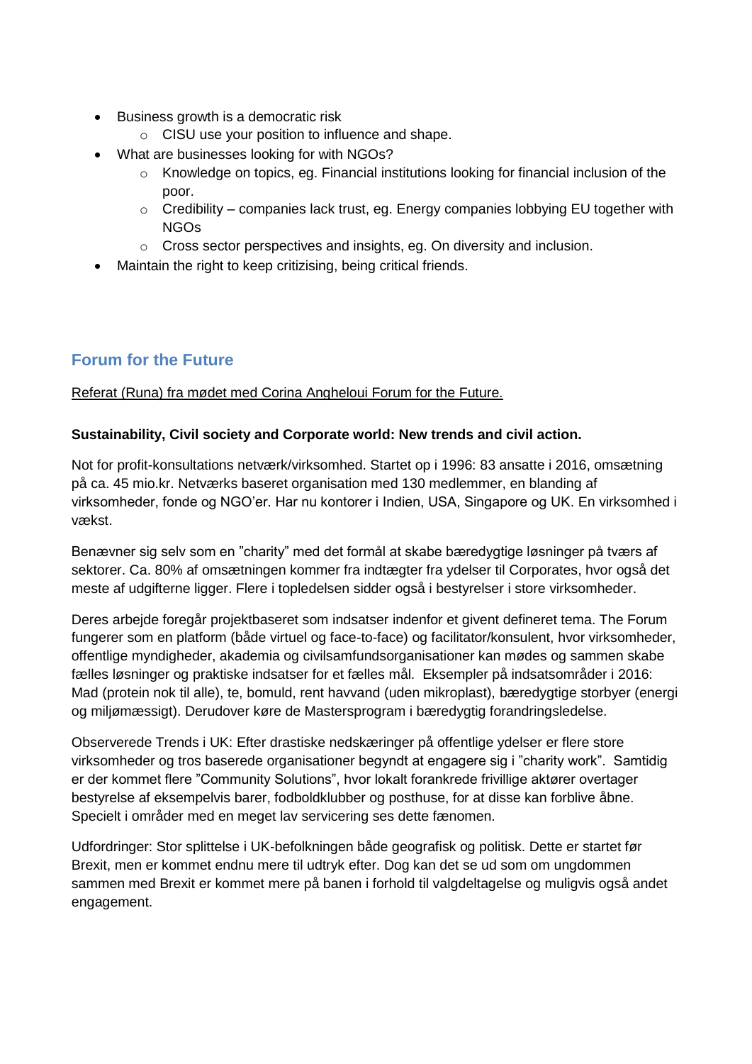- Business growth is a democratic risk
    - CISU use your position to influence and shape.
- What are businesses looking for with NGOs?
    - Knowledge on topics, eg. Financial institutions looking for financial inclusion of the poor.
    - Credibility – companies lack trust, eg. Energy companies lobbying EU together with NGOs
    - Cross sector perspectives and insights, eg. On diversity and inclusion.
- Maintain the right to keep critizising, being critical friends.

## Forum for the Future

<u>Referat (Runa) fra mødet med Corina Angheloui Forum for the Future.</u>

**Sustainability, Civil society and Corporate world: New trends and civil action.**

Not for profit-konsultations netværk/virksomhed. Startet op i 1996: 83 ansatte i 2016, omsætning på ca. 45 mio.kr. Netværks baseret organisation med 130 medlemmer, en blanding af virksomheder, fonde og NGO'er. Har nu kontorer i Indien, USA, Singapore og UK. En virksomhed i vækst.

Benævner sig selv som en "charity" med det formål at skabe bæredygtige løsninger på tværs af sektorer. Ca. 80% af omsætningen kommer fra indtægter fra ydelser til Corporates, hvor også det meste af udgifterne ligger. Flere i topledelsen sidder også i bestyrelser i store virksomheder.

Deres arbejde foregår projektbaseret som indsatser indenfor et givent defineret tema. The Forum fungerer som en platform (både virtuel og face-to-face) og facilitator/konsulent, hvor virksomheder, offentlige myndigheder, akademia og civilsamfundsorganisationer kan mødes og sammen skabe fælles løsninger og praktiske indsatser for et fælles mål. Eksempler på indsatsområder i 2016: Mad (protein nok til alle), te, bomuld, rent havvand (uden mikroplast), bæredygtige storbyer (energi og miljømæssigt). Derudover køre de Mastersprogram i bæredygtig forandringsledelse.

Observerede Trends i UK: Efter drastiske nedskæringer på offentlige ydelser er flere store virksomheder og tros baserede organisationer begyndt at engagere sig i "charity work". Samtidig er der kommet flere "Community Solutions", hvor lokalt forankrede frivillige aktører overtager bestyrelse af eksempelvis barer, fodboldklubber og posthuse, for at disse kan forblive åbne. Specielt i områder med en meget lav servicering ses dette fænomen.

Udfordringer: Stor splittelse i UK-befolkningen både geografisk og politisk. Dette er startet før Brexit, men er kommet endnu mere til udtryk efter. Dog kan det se ud som om ungdommen sammen med Brexit er kommet mere på banen i forhold til valgdeltagelse og muligvis også andet engagement.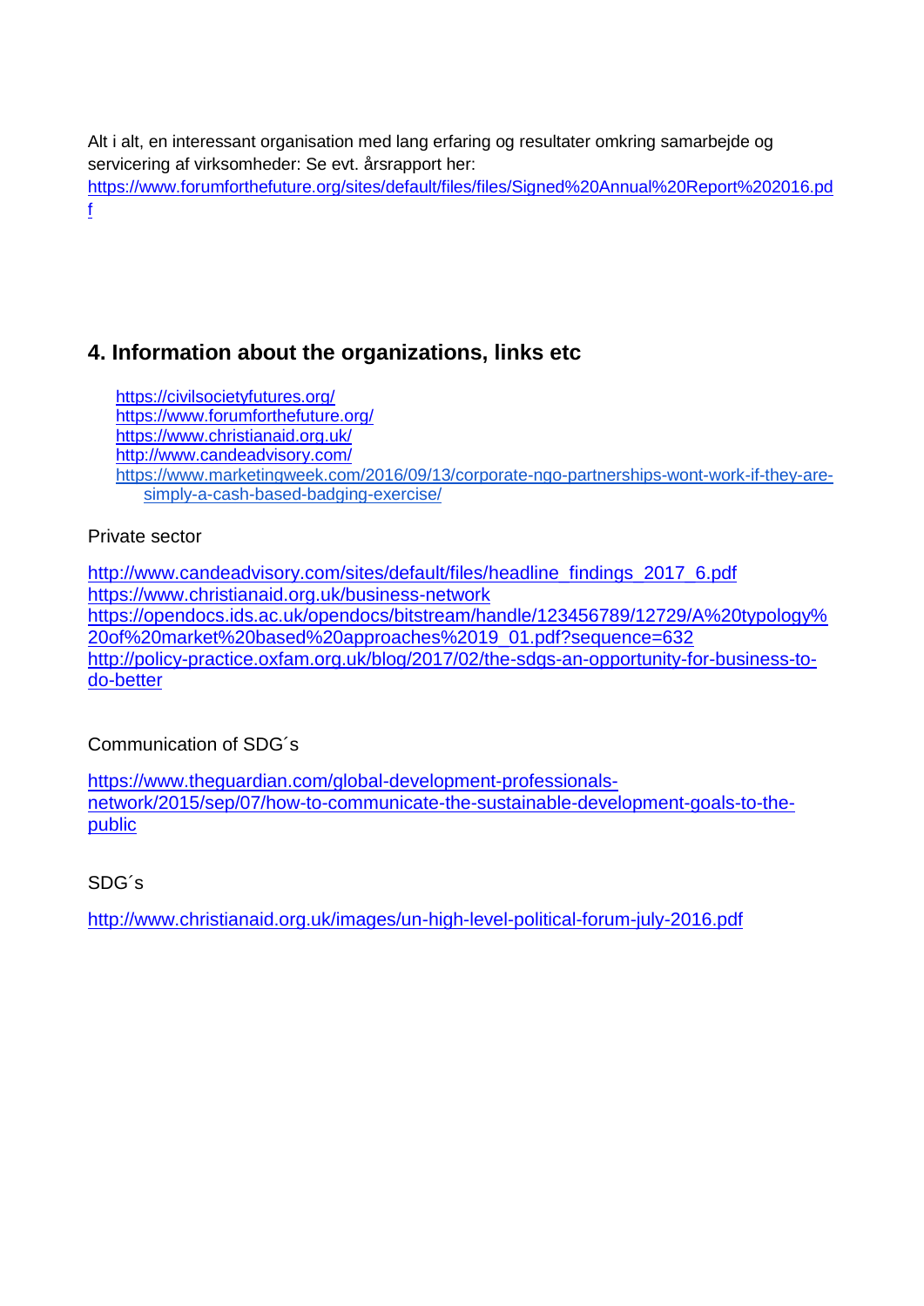Alt i alt, en interessant organisation med lang erfaring og resultater omkring samarbejde og servicering af virksomheder: Se evt. årsrapport her:
https://www.forumforthefuture.org/sites/default/files/files/Signed%20Annual%20Report%202016.pdf

## 4. Information about the organizations, links etc

- https://civilsocietyfutures.org/
- https://www.forumforthefuture.org/
- https://www.christianaid.org.uk/
- http://www.candeadvisory.com/
- https://www.marketingweek.com/2016/09/13/corporate-ngo-partnerships-wont-work-if-they-are-simply-a-cash-based-badging-exercise/

Private sector

http://www.candeadvisory.com/sites/default/files/headline_findings_2017_6.pdf
https://www.christianaid.org.uk/business-network
https://opendocs.ids.ac.uk/opendocs/bitstream/handle/123456789/12729/A%20typology%20of%20market%20based%20approaches%2019_01.pdf?sequence=632
http://policy-practice.oxfam.org.uk/blog/2017/02/the-sdgs-an-opportunity-for-business-to-do-better

Communication of SDG´s

https://www.theguardian.com/global-development-professionals-network/2015/sep/07/how-to-communicate-the-sustainable-development-goals-to-the-public

SDG´s

http://www.christianaid.org.uk/images/un-high-level-political-forum-july-2016.pdf